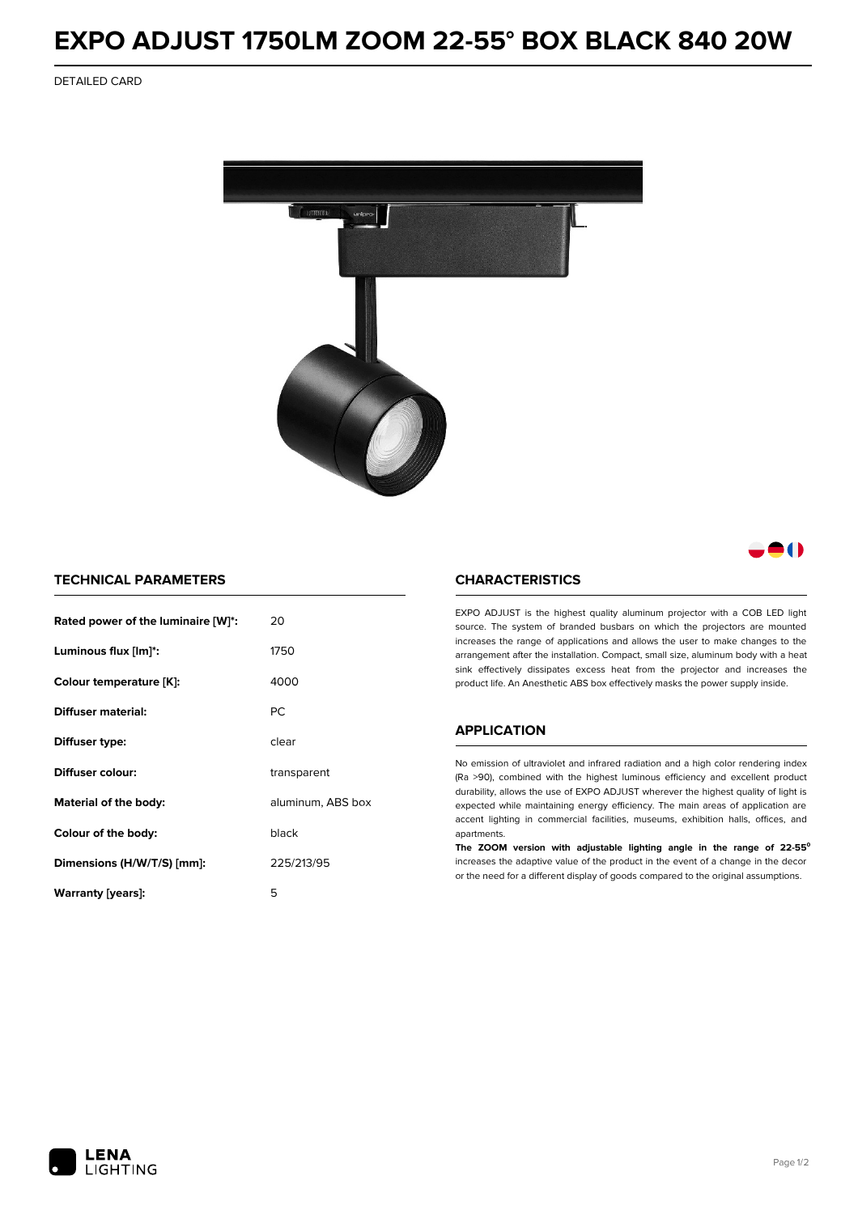# EXPO ADJUST 1750LM ZOOM 22-55° BOX BLACK 840 20W

DETAILED CARD

## TECHNICAL PARAMETERS

| | |
|---|---|
| **Rated power of the luminaire [W]*:** | 20 |
| **Luminous flux [lm]*:** | 1750 |
| **Colour temperature [K]:** | 4000 |
| **Diffuser material:** | PC |
| **Diffuser type:** | clear |
| **Diffuser colour:** | transparent |
| **Material of the body:** | aluminum, ABS box |
| **Colour of the body:** | black |
| **Dimensions (H/W/T/S) [mm]:** | 225/213/95 |
| **Warranty [years]:** | 5 |

## CHARACTERISTICS

EXPO ADJUST is the highest quality aluminum projector with a COB LED light source. The system of branded busbars on which the projectors are mounted increases the range of applications and allows the user to make changes to the arrangement after the installation. Compact, small size, aluminum body with a heat sink effectively dissipates excess heat from the projector and increases the product life. An Anesthetic ABS box effectively masks the power supply inside.

## APPLICATION

No emission of ultraviolet and infrared radiation and a high color rendering index (Ra >90), combined with the highest luminous efficiency and excellent product durability, allows the use of EXPO ADJUST wherever the highest quality of light is expected while maintaining energy efficiency. The main areas of application are accent lighting in commercial facilities, museums, exhibition halls, offices, and apartments.

**The ZOOM version with adjustable lighting angle in the range of 22-55°** increases the adaptive value of the product in the event of a change in the decor or the need for a different display of goods compared to the original assumptions.

LENA LIGHTING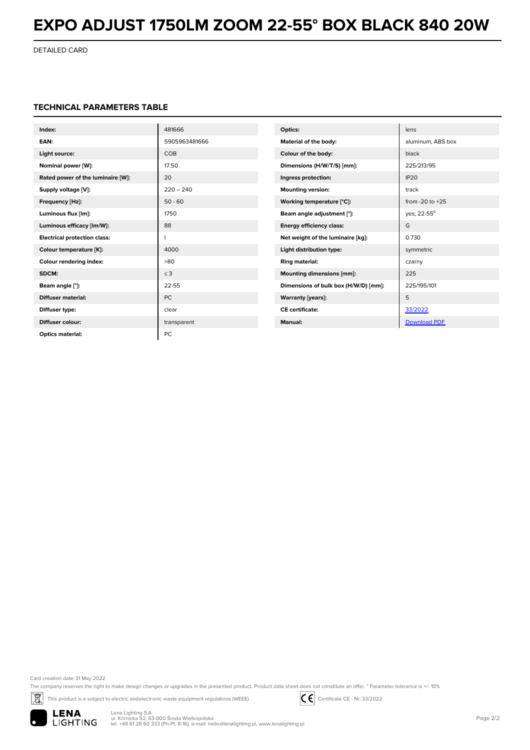# EXPO ADJUST 1750LM ZOOM 22-55° BOX BLACK 840 20W

DETAILED CARD

## TECHNICAL PARAMETERS TABLE

| | |
|---|---|
| **Index:** | 481666 |
| **EAN:** | 5905963481666 |
| **Light source:** | COB |
| **Nominal power [W]:** | 17.50 |
| **Rated power of the luminaire [W]:** | 20 |
| **Supply voltage [V]:** | 220 – 240 |
| **Frequency [Hz]:** | 50 - 60 |
| **Luminous flux [lm]:** | 1750 |
| **Luminous efficacy [lm/W]:** | 88 |
| **Electrical protection class:** | I |
| **Colour temperature [K]:** | 4000 |
| **Colour rendering index:** | >80 |
| **SDCM:** | ≤ 3 |
| **Beam angle [°]:** | 22-55 |
| **Diffuser material:** | PC |
| **Diffuser type:** | clear |
| **Diffuser colour:** | transparent |
| **Optics material:** | PC |
| **Optics:** | lens |
| **Material of the body:** | aluminum, ABS box |
| **Colour of the body:** | black |
| **Dimensions (H/W/T/S) [mm]:** | 225/213/95 |
| **Ingress protection:** | IP20 |
| **Mounting version:** | track |
| **Working temperature [°C]:** | from -20 to +25 |
| **Beam angle adjustment [°]:** | yes; 22-55° |
| **Energy efficiency class:** | G |
| **Net weight of the luminaire [kg]:** | 0.730 |
| **Light distribution type:** | symmetric |
| **Ring material:** | czarny |
| **Mounting dimensions [mm]:** | 225 |
| **Dimensions of bulk box (H/W/D) [mm]:** | 225/195/101 |
| **Warranty [years]:** | 5 |
| **CE certificate:** | 33/2022 |
| **Manual:** | Download PDF |

Card creation date: 31 May 2022

The company reserves the right to make design changes or upgrades in the presented product. Product data sheet does not constitute an offer. * Parameter tolerance is +/- 10%

This product is a subject to electric andelectronic waste equipment regulations (WEEE).

Certificate CE - Nr: 33/2022

Lena Lighting S.A.
ul. Kórnicka 52, 63-000 Środa Wielkopolska
tel. +48 61 28 60 333 (Pn-Pt, 8-16), e-mail: hello@lenalighting.pl, www.lenalighting.pl